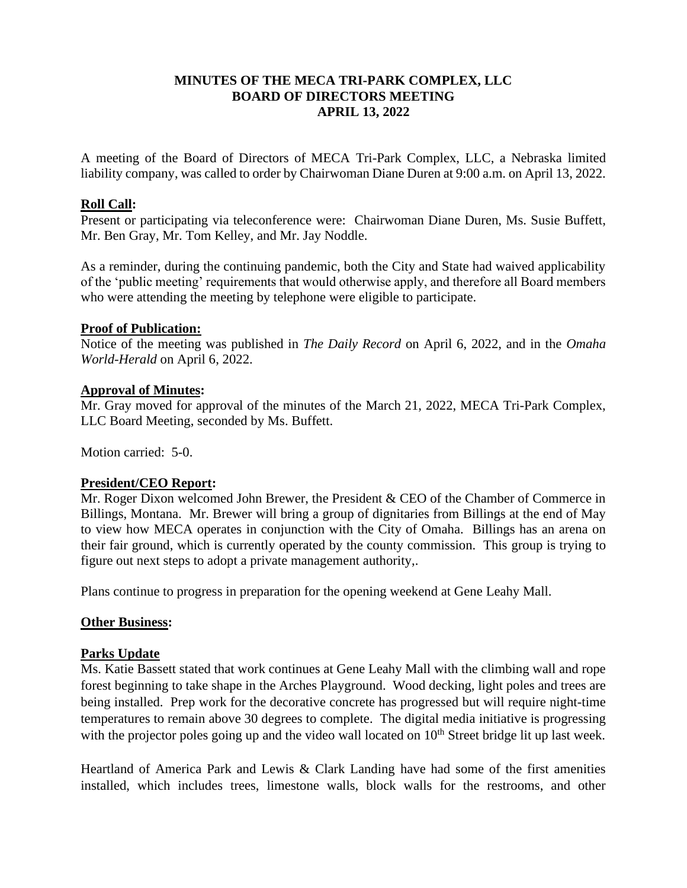# MINUTES OF THE MECA TRI-PARK COMPLEX, LLC
## BOARD OF DIRECTORS MEETING
## APRIL 13, 2022

A meeting of the Board of Directors of MECA Tri-Park Complex, LLC, a Nebraska limited liability company, was called to order by Chairwoman Diane Duren at 9:00 a.m. on April 13, 2022.

**Roll Call:**

Present or participating via teleconference were: Chairwoman Diane Duren, Ms. Susie Buffett, Mr. Ben Gray, Mr. Tom Kelley, and Mr. Jay Noddle.

As a reminder, during the continuing pandemic, both the City and State had waived applicability of the 'public meeting' requirements that would otherwise apply, and therefore all Board members who were attending the meeting by telephone were eligible to participate.

**Proof of Publication:**

Notice of the meeting was published in *The Daily Record* on April 6, 2022, and in the *Omaha World-Herald* on April 6, 2022.

**Approval of Minutes:**

Mr. Gray moved for approval of the minutes of the March 21, 2022, MECA Tri-Park Complex, LLC Board Meeting, seconded by Ms. Buffett.

Motion carried: 5-0.

**President/CEO Report:**

Mr. Roger Dixon welcomed John Brewer, the President & CEO of the Chamber of Commerce in Billings, Montana. Mr. Brewer will bring a group of dignitaries from Billings at the end of May to view how MECA operates in conjunction with the City of Omaha. Billings has an arena on their fair ground, which is currently operated by the county commission. This group is trying to figure out next steps to adopt a private management authority,.

Plans continue to progress in preparation for the opening weekend at Gene Leahy Mall.

**Other Business:**

**Parks Update**

Ms. Katie Bassett stated that work continues at Gene Leahy Mall with the climbing wall and rope forest beginning to take shape in the Arches Playground. Wood decking, light poles and trees are being installed. Prep work for the decorative concrete has progressed but will require night-time temperatures to remain above 30 degrees to complete. The digital media initiative is progressing with the projector poles going up and the video wall located on 10th Street bridge lit up last week.

Heartland of America Park and Lewis & Clark Landing have had some of the first amenities installed, which includes trees, limestone walls, block walls for the restrooms, and other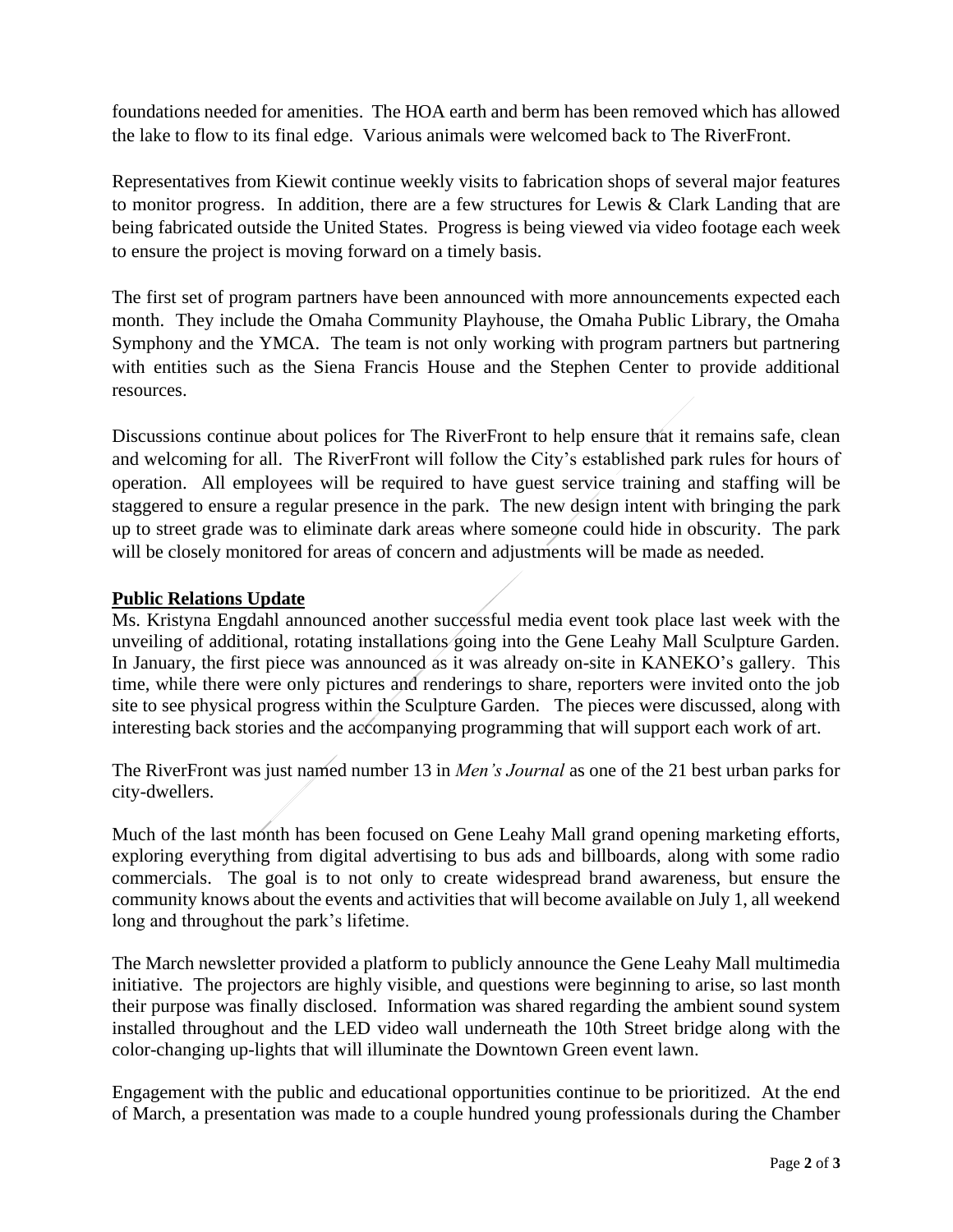foundations needed for amenities. The HOA earth and berm has been removed which has allowed the lake to flow to its final edge. Various animals were welcomed back to The RiverFront.

Representatives from Kiewit continue weekly visits to fabrication shops of several major features to monitor progress. In addition, there are a few structures for Lewis & Clark Landing that are being fabricated outside the United States. Progress is being viewed via video footage each week to ensure the project is moving forward on a timely basis.

The first set of program partners have been announced with more announcements expected each month. They include the Omaha Community Playhouse, the Omaha Public Library, the Omaha Symphony and the YMCA. The team is not only working with program partners but partnering with entities such as the Siena Francis House and the Stephen Center to provide additional resources.

Discussions continue about polices for The RiverFront to help ensure that it remains safe, clean and welcoming for all. The RiverFront will follow the City's established park rules for hours of operation. All employees will be required to have guest service training and staffing will be staggered to ensure a regular presence in the park. The new design intent with bringing the park up to street grade was to eliminate dark areas where someone could hide in obscurity. The park will be closely monitored for areas of concern and adjustments will be made as needed.

**Public Relations Update**

Ms. Kristyna Engdahl announced another successful media event took place last week with the unveiling of additional, rotating installations going into the Gene Leahy Mall Sculpture Garden. In January, the first piece was announced as it was already on-site in KANEKO's gallery. This time, while there were only pictures and renderings to share, reporters were invited onto the job site to see physical progress within the Sculpture Garden. The pieces were discussed, along with interesting back stories and the accompanying programming that will support each work of art.

The RiverFront was just named number 13 in *Men's Journal* as one of the 21 best urban parks for city-dwellers.

Much of the last month has been focused on Gene Leahy Mall grand opening marketing efforts, exploring everything from digital advertising to bus ads and billboards, along with some radio commercials. The goal is to not only to create widespread brand awareness, but ensure the community knows about the events and activities that will become available on July 1, all weekend long and throughout the park's lifetime.

The March newsletter provided a platform to publicly announce the Gene Leahy Mall multimedia initiative. The projectors are highly visible, and questions were beginning to arise, so last month their purpose was finally disclosed. Information was shared regarding the ambient sound system installed throughout and the LED video wall underneath the 10th Street bridge along with the color-changing up-lights that will illuminate the Downtown Green event lawn.

Engagement with the public and educational opportunities continue to be prioritized. At the end of March, a presentation was made to a couple hundred young professionals during the Chamber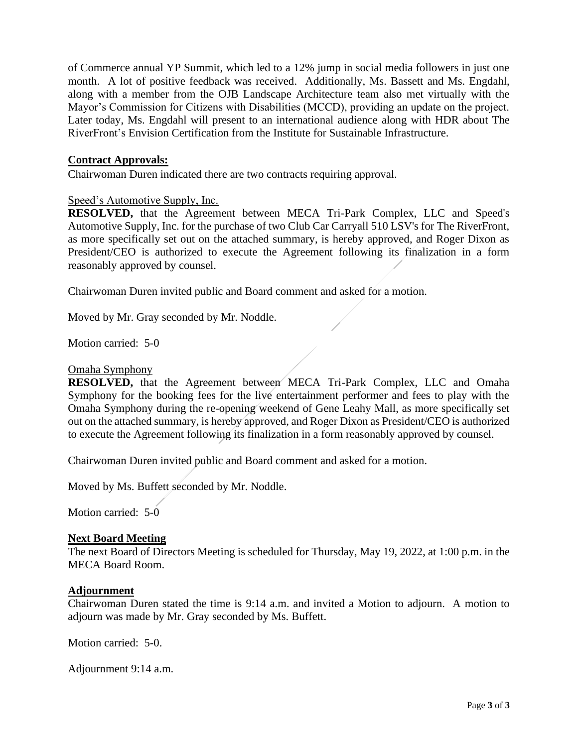of Commerce annual YP Summit, which led to a 12% jump in social media followers in just one month. A lot of positive feedback was received. Additionally, Ms. Bassett and Ms. Engdahl, along with a member from the OJB Landscape Architecture team also met virtually with the Mayor's Commission for Citizens with Disabilities (MCCD), providing an update on the project. Later today, Ms. Engdahl will present to an international audience along with HDR about The RiverFront's Envision Certification from the Institute for Sustainable Infrastructure.

**Contract Approvals:**

Chairwoman Duren indicated there are two contracts requiring approval.

Speed's Automotive Supply, Inc.

**RESOLVED,** that the Agreement between MECA Tri-Park Complex, LLC and Speed's Automotive Supply, Inc. for the purchase of two Club Car Carryall 510 LSV's for The RiverFront, as more specifically set out on the attached summary, is hereby approved, and Roger Dixon as President/CEO is authorized to execute the Agreement following its finalization in a form reasonably approved by counsel.

Chairwoman Duren invited public and Board comment and asked for a motion.

Moved by Mr. Gray seconded by Mr. Noddle.

Motion carried: 5-0

Omaha Symphony

**RESOLVED,** that the Agreement between MECA Tri-Park Complex, LLC and Omaha Symphony for the booking fees for the live entertainment performer and fees to play with the Omaha Symphony during the re-opening weekend of Gene Leahy Mall, as more specifically set out on the attached summary, is hereby approved, and Roger Dixon as President/CEO is authorized to execute the Agreement following its finalization in a form reasonably approved by counsel.

Chairwoman Duren invited public and Board comment and asked for a motion.

Moved by Ms. Buffett seconded by Mr. Noddle.

Motion carried: 5-0

**Next Board Meeting**

The next Board of Directors Meeting is scheduled for Thursday, May 19, 2022, at 1:00 p.m. in the MECA Board Room.

**Adjournment**

Chairwoman Duren stated the time is 9:14 a.m. and invited a Motion to adjourn. A motion to adjourn was made by Mr. Gray seconded by Ms. Buffett.

Motion carried: 5-0.

Adjournment 9:14 a.m.